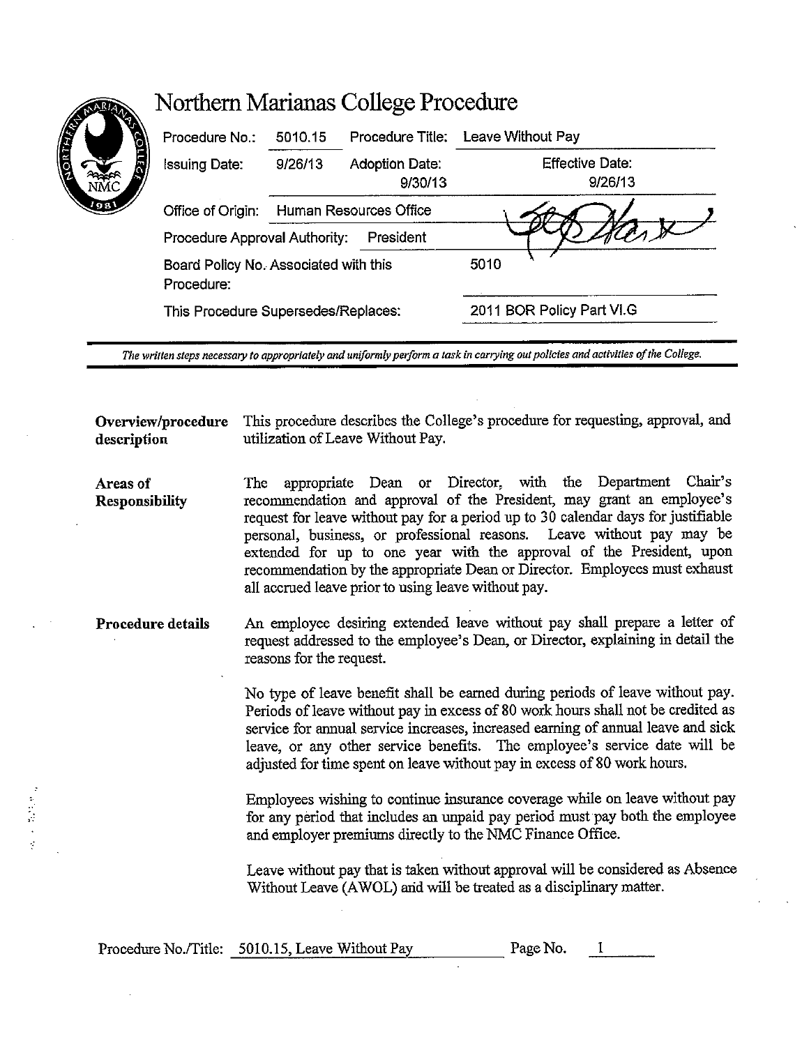# Northern Marianas College Procedure

| | | | |
|---|---|---|---|
| Procedure No.: | 5010.15 | Procedure Title: | Leave Without Pay |
| Issuing Date: | 9/26/13 | Adoption Date: 9/30/13 | Effective Date: 9/26/13 |
| Office of Origin: | Human Resources Office | | |
| Procedure Approval Authority: | President | | |
| Board Policy No. Associated with this Procedure: | | | 5010 |
| This Procedure Supersedes/Replaces: | | | 2011 BOR Policy Part VI.G |

*The written steps necessary to appropriately and uniformly perform a task in carrying out policies and activities of the College.*

**Overview/procedure description**

This procedure describes the College's procedure for requesting, approval, and utilization of Leave Without Pay.

**Areas of Responsibility**

The appropriate Dean or Director, with the Department Chair's recommendation and approval of the President, may grant an employee's request for leave without pay for a period up to 30 calendar days for justifiable personal, business, or professional reasons. Leave without pay may be extended for up to one year with the approval of the President, upon recommendation by the appropriate Dean or Director. Employees must exhaust all accrued leave prior to using leave without pay.

**Procedure details**

An employee desiring extended leave without pay shall prepare a letter of request addressed to the employee's Dean, or Director, explaining in detail the reasons for the request.

No type of leave benefit shall be earned during periods of leave without pay. Periods of leave without pay in excess of 80 work hours shall not be credited as service for annual service increases, increased earning of annual leave and sick leave, or any other service benefits. The employee's service date will be adjusted for time spent on leave without pay in excess of 80 work hours.

Employees wishing to continue insurance coverage while on leave without pay for any period that includes an unpaid pay period must pay both the employee and employer premiums directly to the NMC Finance Office.

Leave without pay that is taken without approval will be considered as Absence Without Leave (AWOL) and will be treated as a disciplinary matter.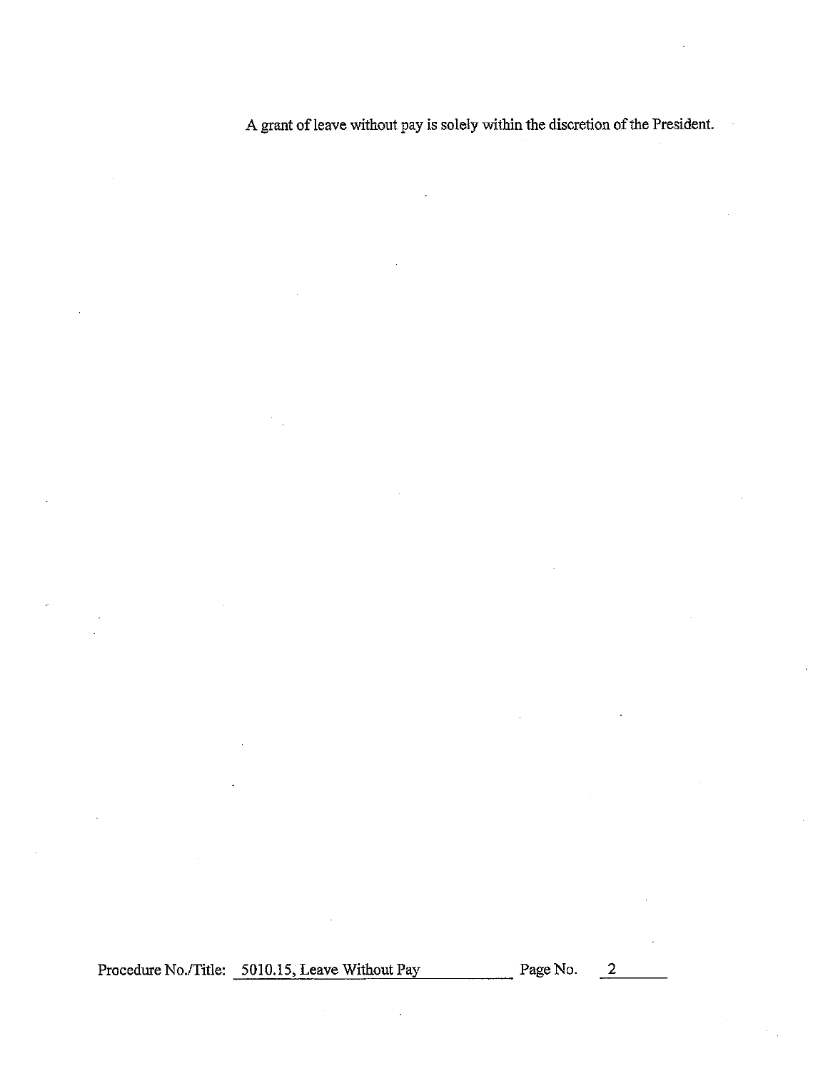A grant of leave without pay is solely within the discretion of the President.